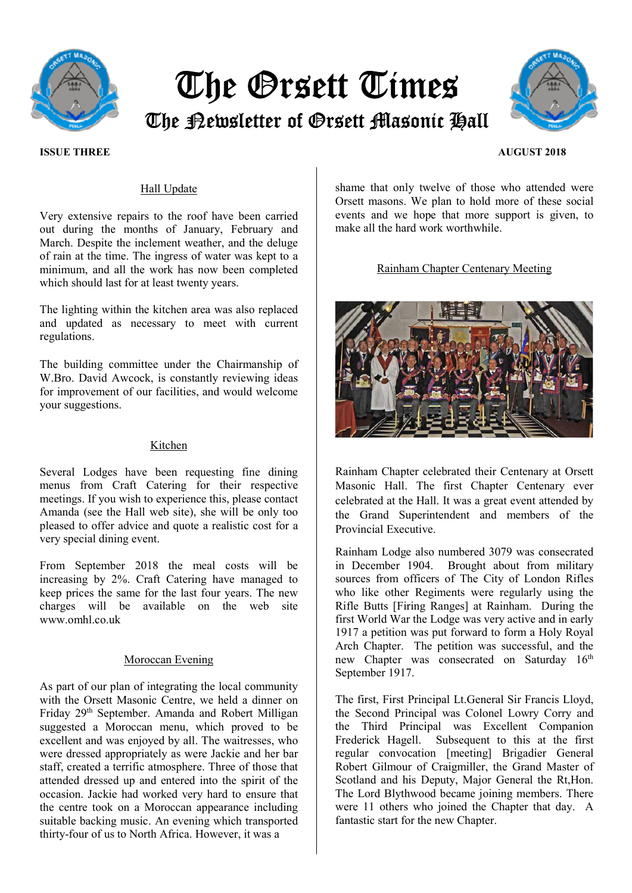# The Orsett Times

## The Newsletter of Orsett Masonic Hall

**ISSUE THREE** **AUGUST 2018**

### Hall Update

Very extensive repairs to the roof have been carried out during the months of January, February and March. Despite the inclement weather, and the deluge of rain at the time. The ingress of water was kept to a minimum, and all the work has now been completed which should last for at least twenty years.

The lighting within the kitchen area was also replaced and updated as necessary to meet with current regulations.

The building committee under the Chairmanship of W.Bro. David Awcock, is constantly reviewing ideas for improvement of our facilities, and would welcome your suggestions.

### Kitchen

Several Lodges have been requesting fine dining menus from Craft Catering for their respective meetings. If you wish to experience this, please contact Amanda (see the Hall web site), she will be only too pleased to offer advice and quote a realistic cost for a very special dining event.

From September 2018 the meal costs will be increasing by 2%. Craft Catering have managed to keep prices the same for the last four years. The new charges will be available on the web site www.omhl.co.uk

### Moroccan Evening

As part of our plan of integrating the local community with the Orsett Masonic Centre, we held a dinner on Friday 29th September. Amanda and Robert Milligan suggested a Moroccan menu, which proved to be excellent and was enjoyed by all. The waitresses, who were dressed appropriately as were Jackie and her bar staff, created a terrific atmosphere. Three of those that attended dressed up and entered into the spirit of the occasion. Jackie had worked very hard to ensure that the centre took on a Moroccan appearance including suitable backing music. An evening which transported thirty-four of us to North Africa. However, it was a shame that only twelve of those who attended were Orsett masons. We plan to hold more of these social events and we hope that more support is given, to make all the hard work worthwhile.

### Rainham Chapter Centenary Meeting

Rainham Chapter celebrated their Centenary at Orsett Masonic Hall. The first Chapter Centenary ever celebrated at the Hall. It was a great event attended by the Grand Superintendent and members of the Provincial Executive.

Rainham Lodge also numbered 3079 was consecrated in December 1904. Brought about from military sources from officers of The City of London Rifles who like other Regiments were regularly using the Rifle Butts [Firing Ranges] at Rainham. During the first World War the Lodge was very active and in early 1917 a petition was put forward to form a Holy Royal Arch Chapter. The petition was successful, and the new Chapter was consecrated on Saturday 16th September 1917.

The first, First Principal Lt.General Sir Francis Lloyd, the Second Principal was Colonel Lowry Corry and the Third Principal was Excellent Companion Frederick Hagell. Subsequent to this at the first regular convocation [meeting] Brigadier General Robert Gilmour of Craigmiller, the Grand Master of Scotland and his Deputy, Major General the Rt,Hon. The Lord Blythwood became joining members. There were 11 others who joined the Chapter that day. A fantastic start for the new Chapter.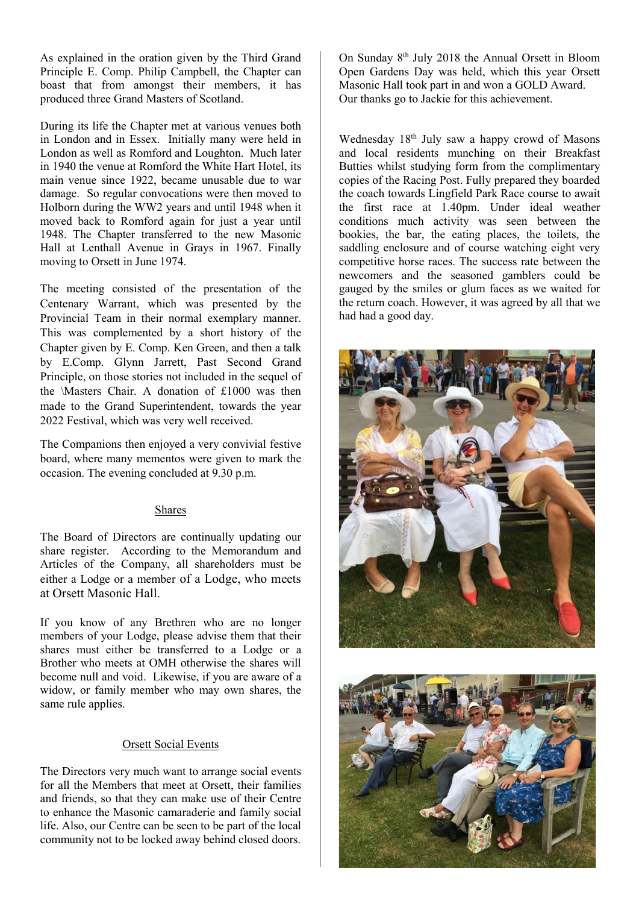As explained in the oration given by the Third Grand Principle E. Comp. Philip Campbell, the Chapter can boast that from amongst their members, it has produced three Grand Masters of Scotland.

During its life the Chapter met at various venues both in London and in Essex. Initially many were held in London as well as Romford and Loughton. Much later in 1940 the venue at Romford the White Hart Hotel, its main venue since 1922, became unusable due to war damage. So regular convocations were then moved to Holborn during the WW2 years and until 1948 when it moved back to Romford again for just a year until 1948. The Chapter transferred to the new Masonic Hall at Lenthall Avenue in Grays in 1967. Finally moving to Orsett in June 1974.

The meeting consisted of the presentation of the Centenary Warrant, which was presented by the Provincial Team in their normal exemplary manner. This was complemented by a short history of the Chapter given by E. Comp. Ken Green, and then a talk by E.Comp. Glynn Jarrett, Past Second Grand Principle, on those stories not included in the sequel of the \Masters Chair. A donation of £1000 was then made to the Grand Superintendent, towards the year 2022 Festival, which was very well received.

The Companions then enjoyed a very convivial festive board, where many mementos were given to mark the occasion. The evening concluded at 9.30 p.m.

## Shares

The Board of Directors are continually updating our share register. According to the Memorandum and Articles of the Company, all shareholders must be either a Lodge or a member of a Lodge, who meets at Orsett Masonic Hall.

If you know of any Brethren who are no longer members of your Lodge, please advise them that their shares must either be transferred to a Lodge or a Brother who meets at OMH otherwise the shares will become null and void. Likewise, if you are aware of a widow, or family member who may own shares, the same rule applies.

## Orsett Social Events

The Directors very much want to arrange social events for all the Members that meet at Orsett, their families and friends, so that they can make use of their Centre to enhance the Masonic camaraderie and family social life. Also, our Centre can be seen to be part of the local community not to be locked away behind closed doors.

On Sunday 8th July 2018 the Annual Orsett in Bloom Open Gardens Day was held, which this year Orsett Masonic Hall took part in and won a GOLD Award. Our thanks go to Jackie for this achievement.

Wednesday 18th July saw a happy crowd of Masons and local residents munching on their Breakfast Butties whilst studying form from the complimentary copies of the Racing Post. Fully prepared they boarded the coach towards Lingfield Park Race course to await the first race at 1.40pm. Under ideal weather conditions much activity was seen between the bookies, the bar, the eating places, the toilets, the saddling enclosure and of course watching eight very competitive horse races. The success rate between the newcomers and the seasoned gamblers could be gauged by the smiles or glum faces as we waited for the return coach. However, it was agreed by all that we had had a good day.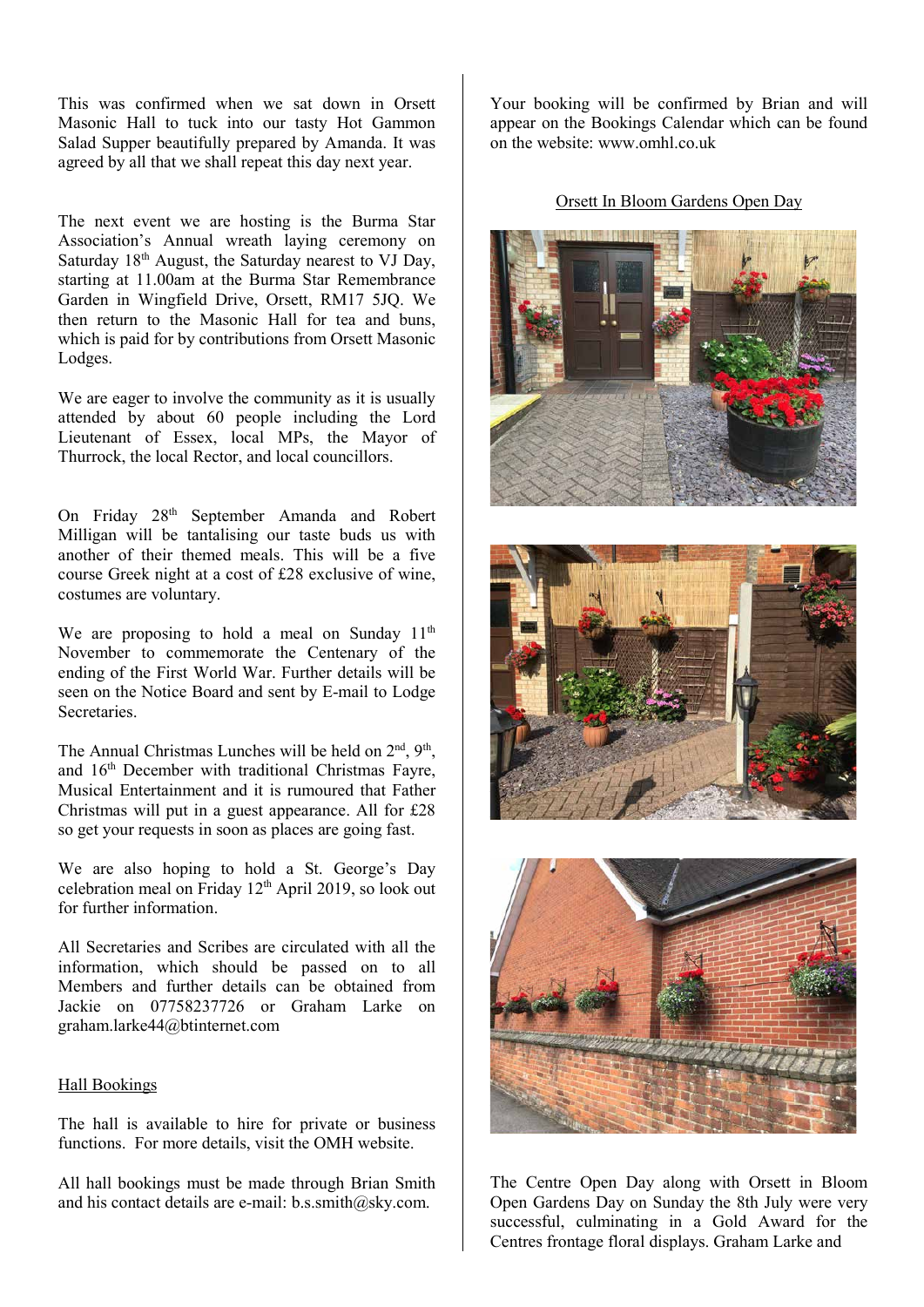This was confirmed when we sat down in Orsett Masonic Hall to tuck into our tasty Hot Gammon Salad Supper beautifully prepared by Amanda. It was agreed by all that we shall repeat this day next year.

The next event we are hosting is the Burma Star Association's Annual wreath laying ceremony on Saturday 18th August, the Saturday nearest to VJ Day, starting at 11.00am at the Burma Star Remembrance Garden in Wingfield Drive, Orsett, RM17 5JQ. We then return to the Masonic Hall for tea and buns, which is paid for by contributions from Orsett Masonic Lodges.

We are eager to involve the community as it is usually attended by about 60 people including the Lord Lieutenant of Essex, local MPs, the Mayor of Thurrock, the local Rector, and local councillors.

On Friday 28th September Amanda and Robert Milligan will be tantalising our taste buds us with another of their themed meals. This will be a five course Greek night at a cost of £28 exclusive of wine, costumes are voluntary.

We are proposing to hold a meal on Sunday 11th November to commemorate the Centenary of the ending of the First World War. Further details will be seen on the Notice Board and sent by E-mail to Lodge Secretaries.

The Annual Christmas Lunches will be held on 2nd, 9th, and 16th December with traditional Christmas Fayre, Musical Entertainment and it is rumoured that Father Christmas will put in a guest appearance. All for £28 so get your requests in soon as places are going fast.

We are also hoping to hold a St. George's Day celebration meal on Friday 12th April 2019, so look out for further information.

All Secretaries and Scribes are circulated with all the information, which should be passed on to all Members and further details can be obtained from Jackie on 07758237726 or Graham Larke on graham.larke44@btinternet.com

## Hall Bookings

The hall is available to hire for private or business functions. For more details, visit the OMH website.

All hall bookings must be made through Brian Smith and his contact details are e-mail: b.s.smith@sky.com.

Your booking will be confirmed by Brian and will appear on the Bookings Calendar which can be found on the website: www.omhl.co.uk

## Orsett In Bloom Gardens Open Day

The Centre Open Day along with Orsett in Bloom Open Gardens Day on Sunday the 8th July were very successful, culminating in a Gold Award for the Centres frontage floral displays. Graham Larke and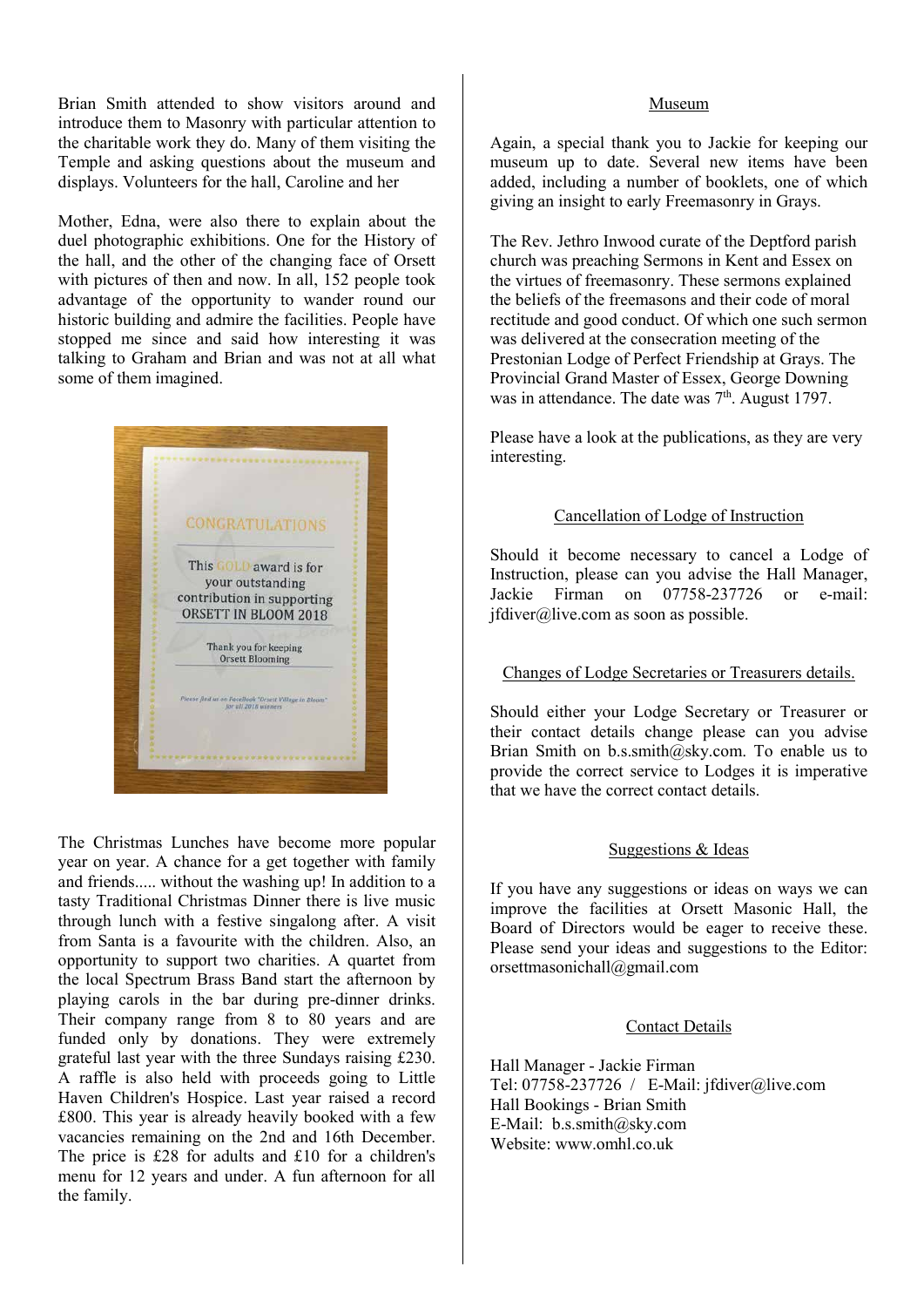Brian Smith attended to show visitors around and introduce them to Masonry with particular attention to the charitable work they do. Many of them visiting the Temple and asking questions about the museum and displays. Volunteers for the hall, Caroline and her

Mother, Edna, were also there to explain about the duel photographic exhibitions. One for the History of the hall, and the other of the changing face of Orsett with pictures of then and now. In all, 152 people took advantage of the opportunity to wander round our historic building and admire the facilities. People have stopped me since and said how interesting it was talking to Graham and Brian and was not at all what some of them imagined.

CONGRATULATIONS

This GOLD award is for your outstanding contribution in supporting ORSETT IN BLOOM 2018

Thank you for keeping Orsett Blooming

Please find us on Facebook "Orsett Village in Bloom" for all 2018 winners

The Christmas Lunches have become more popular year on year. A chance for a get together with family and friends..... without the washing up! In addition to a tasty Traditional Christmas Dinner there is live music through lunch with a festive singalong after. A visit from Santa is a favourite with the children. Also, an opportunity to support two charities. A quartet from the local Spectrum Brass Band start the afternoon by playing carols in the bar during pre-dinner drinks. Their company range from 8 to 80 years and are funded only by donations. They were extremely grateful last year with the three Sundays raising £230. A raffle is also held with proceeds going to Little Haven Children's Hospice. Last year raised a record £800. This year is already heavily booked with a few vacancies remaining on the 2nd and 16th December. The price is £28 for adults and £10 for a children's menu for 12 years and under. A fun afternoon for all the family.

## Museum

Again, a special thank you to Jackie for keeping our museum up to date. Several new items have been added, including a number of booklets, one of which giving an insight to early Freemasonry in Grays.

The Rev. Jethro Inwood curate of the Deptford parish church was preaching Sermons in Kent and Essex on the virtues of freemasonry. These sermons explained the beliefs of the freemasons and their code of moral rectitude and good conduct. Of which one such sermon was delivered at the consecration meeting of the Prestonian Lodge of Perfect Friendship at Grays. The Provincial Grand Master of Essex, George Downing was in attendance. The date was 7th. August 1797.

Please have a look at the publications, as they are very interesting.

## Cancellation of Lodge of Instruction

Should it become necessary to cancel a Lodge of Instruction, please can you advise the Hall Manager, Jackie Firman on 07758-237726 or e-mail: jfdiver@live.com as soon as possible.

## Changes of Lodge Secretaries or Treasurers details.

Should either your Lodge Secretary or Treasurer or their contact details change please can you advise Brian Smith on b.s.smith@sky.com. To enable us to provide the correct service to Lodges it is imperative that we have the correct contact details.

## Suggestions & Ideas

If you have any suggestions or ideas on ways we can improve the facilities at Orsett Masonic Hall, the Board of Directors would be eager to receive these. Please send your ideas and suggestions to the Editor: orsettmasonichall@gmail.com

## Contact Details

Hall Manager - Jackie Firman
Tel: 07758-237726 / E-Mail: jfdiver@live.com
Hall Bookings - Brian Smith
E-Mail: b.s.smith@sky.com
Website: www.omhl.co.uk